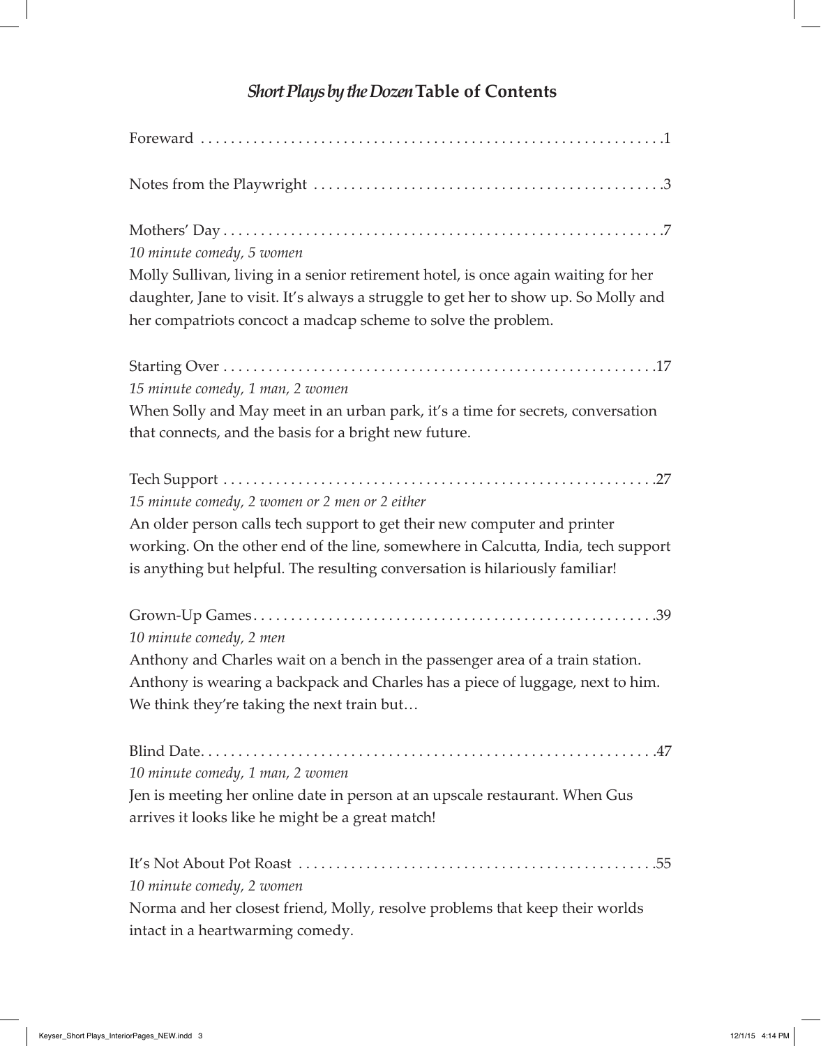## *Short Plays by the Dozen* Table of Contents

Foreward . . . . . . . . . . . . . . . . . . . . . . . . . . . . . . . . . . . . . . . . . . . . . . . . . . . . . . . . . . . . .1

Notes from the Playwright . . . . . . . . . . . . . . . . . . . . . . . . . . . . . . . . . . . . . . . . . . . . . . .3

Mothers' Day . . . . . . . . . . . . . . . . . . . . . . . . . . . . . . . . . . . . . . . . . . . . . . . . . . . . . . . . . . .7
*10 minute comedy, 5 women*
Molly Sullivan, living in a senior retirement hotel, is once again waiting for her daughter, Jane to visit. It's always a struggle to get her to show up. So Molly and her compatriots concoct a madcap scheme to solve the problem.

Starting Over . . . . . . . . . . . . . . . . . . . . . . . . . . . . . . . . . . . . . . . . . . . . . . . . . . . . . . . . . .17
*15 minute comedy, 1 man, 2 women*
When Solly and May meet in an urban park, it's a time for secrets, conversation that connects, and the basis for a bright new future.

Tech Support . . . . . . . . . . . . . . . . . . . . . . . . . . . . . . . . . . . . . . . . . . . . . . . . . . . . . . . . . .27
*15 minute comedy, 2 women or 2 men or 2 either*
An older person calls tech support to get their new computer and printer working. On the other end of the line, somewhere in Calcutta, India, tech support is anything but helpful. The resulting conversation is hilariously familiar!

Grown-Up Games . . . . . . . . . . . . . . . . . . . . . . . . . . . . . . . . . . . . . . . . . . . . . . . . . . . . . .39
*10 minute comedy, 2 men*
Anthony and Charles wait on a bench in the passenger area of a train station. Anthony is wearing a backpack and Charles has a piece of luggage, next to him. We think they're taking the next train but…

Blind Date . . . . . . . . . . . . . . . . . . . . . . . . . . . . . . . . . . . . . . . . . . . . . . . . . . . . . . . . . . . .47
*10 minute comedy, 1 man, 2 women*
Jen is meeting her online date in person at an upscale restaurant. When Gus arrives it looks like he might be a great match!

It's Not About Pot Roast . . . . . . . . . . . . . . . . . . . . . . . . . . . . . . . . . . . . . . . . . . . . . . . .55
*10 minute comedy, 2 women*
Norma and her closest friend, Molly, resolve problems that keep their worlds intact in a heartwarming comedy.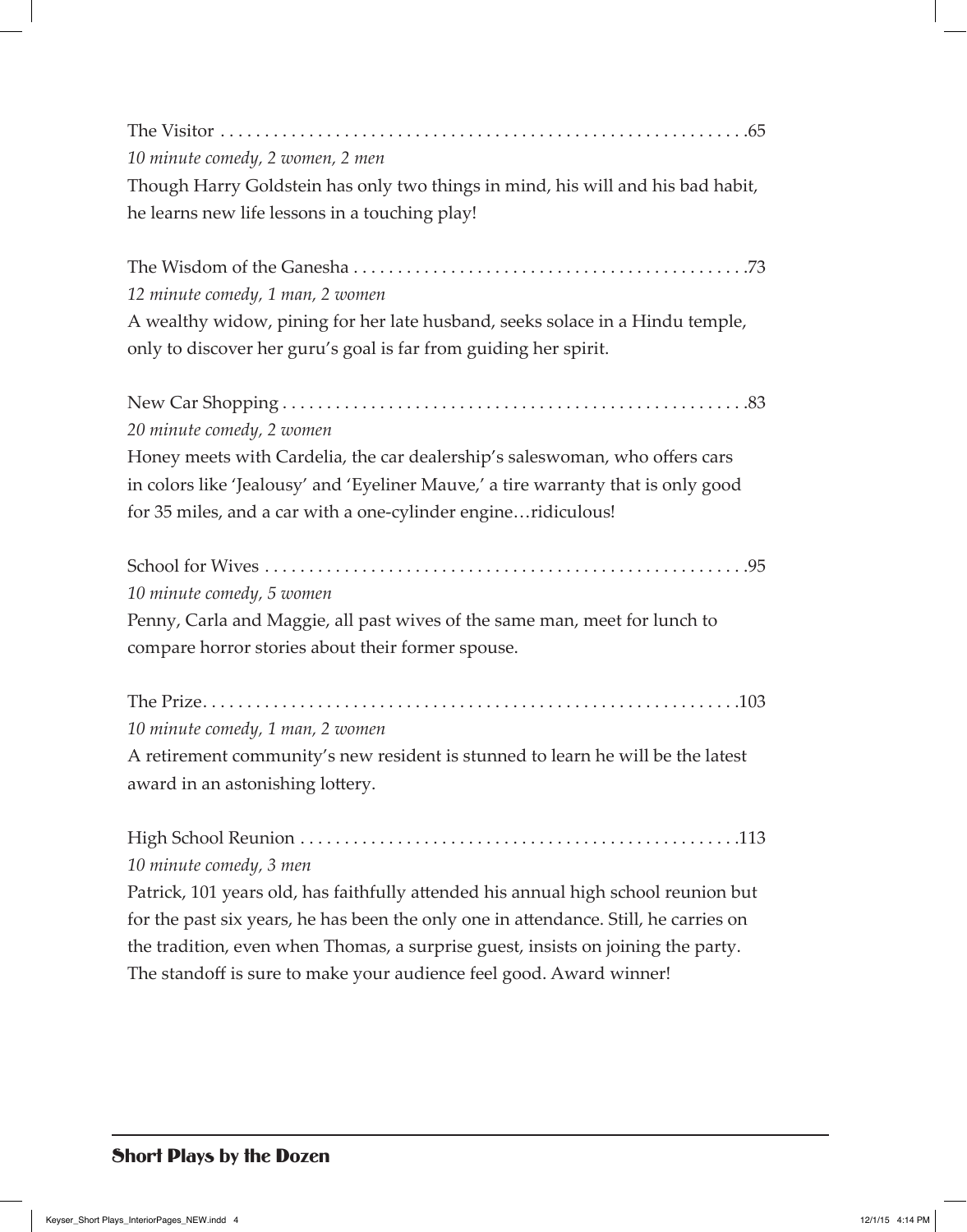The Visitor . . . . . . . . . . . . . . . . . . . . . . . . . . . . . . . . . . . . . . . . . . . . . . . . . . . . . . . . . . . . .65
*10 minute comedy, 2 women, 2 men*
Though Harry Goldstein has only two things in mind, his will and his bad habit, he learns new life lessons in a touching play!

The Wisdom of the Ganesha . . . . . . . . . . . . . . . . . . . . . . . . . . . . . . . . . . . . . . . . . . . . .73
*12 minute comedy, 1 man, 2 women*
A wealthy widow, pining for her late husband, seeks solace in a Hindu temple, only to discover her guru's goal is far from guiding her spirit.

New Car Shopping . . . . . . . . . . . . . . . . . . . . . . . . . . . . . . . . . . . . . . . . . . . . . . . . . . . .83
*20 minute comedy, 2 women*
Honey meets with Cardelia, the car dealership's saleswoman, who offers cars in colors like 'Jealousy' and 'Eyeliner Mauve,' a tire warranty that is only good for 35 miles, and a car with a one-cylinder engine…ridiculous!

School for Wives . . . . . . . . . . . . . . . . . . . . . . . . . . . . . . . . . . . . . . . . . . . . . . . . . . . . . .95
*10 minute comedy, 5 women*
Penny, Carla and Maggie, all past wives of the same man, meet for lunch to compare horror stories about their former spouse.

The Prize. . . . . . . . . . . . . . . . . . . . . . . . . . . . . . . . . . . . . . . . . . . . . . . . . . . . . . . . . . . .103
*10 minute comedy, 1 man, 2 women*
A retirement community's new resident is stunned to learn he will be the latest award in an astonishing lottery.

High School Reunion . . . . . . . . . . . . . . . . . . . . . . . . . . . . . . . . . . . . . . . . . . . . . . . . . .113
*10 minute comedy, 3 men*
Patrick, 101 years old, has faithfully attended his annual high school reunion but for the past six years, he has been the only one in attendance. Still, he carries on the tradition, even when Thomas, a surprise guest, insists on joining the party. The standoff is sure to make your audience feel good. Award winner!